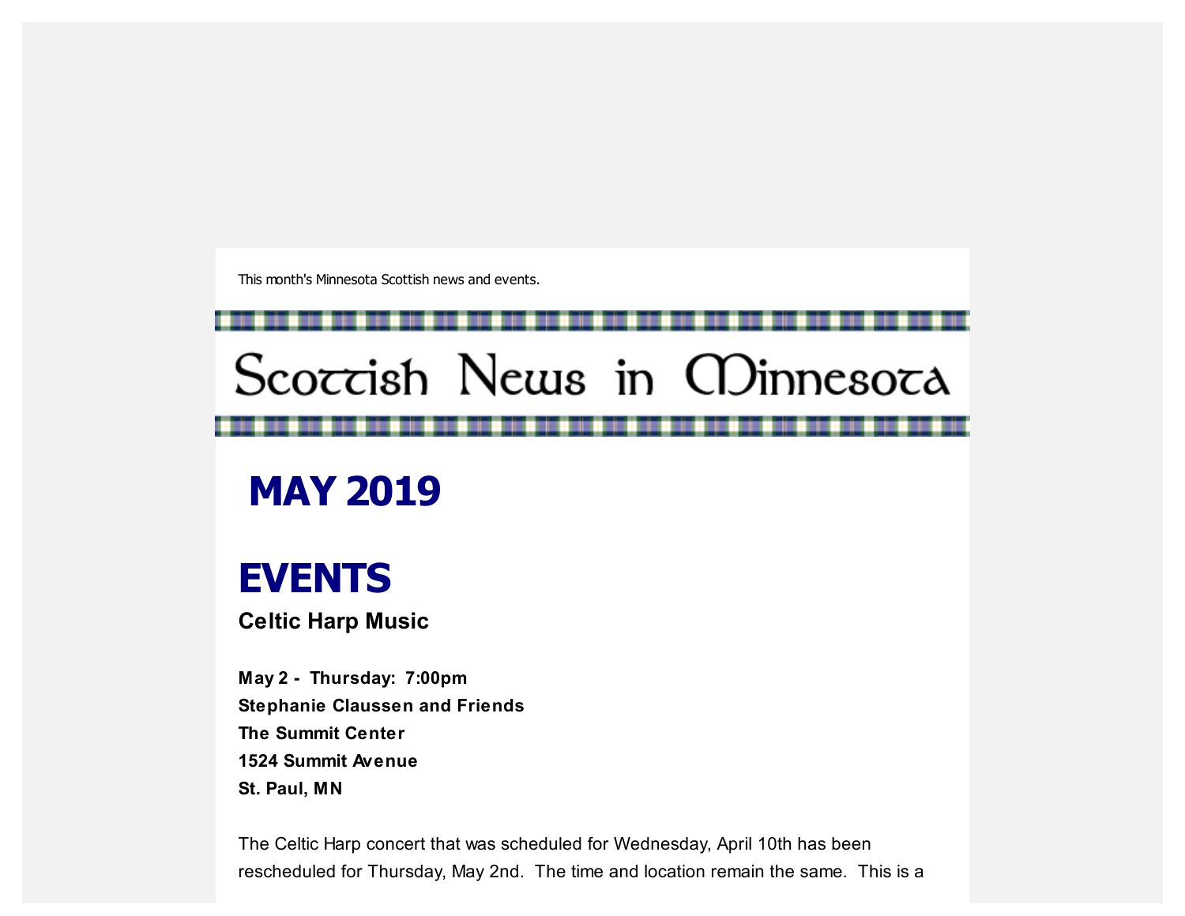This month's Minnesota Scottish news and events.

# Scottish News in Minnesota

## MAY 2019

# EVENTS

### Celtic Harp Music

**May 2 - Thursday: 7:00pm**
**Stephanie Claussen and Friends**
**The Summit Center**
**1524 Summit Avenue**
**St. Paul, MN**

The Celtic Harp concert that was scheduled for Wednesday, April 10th has been rescheduled for Thursday, May 2nd. The time and location remain the same. This is a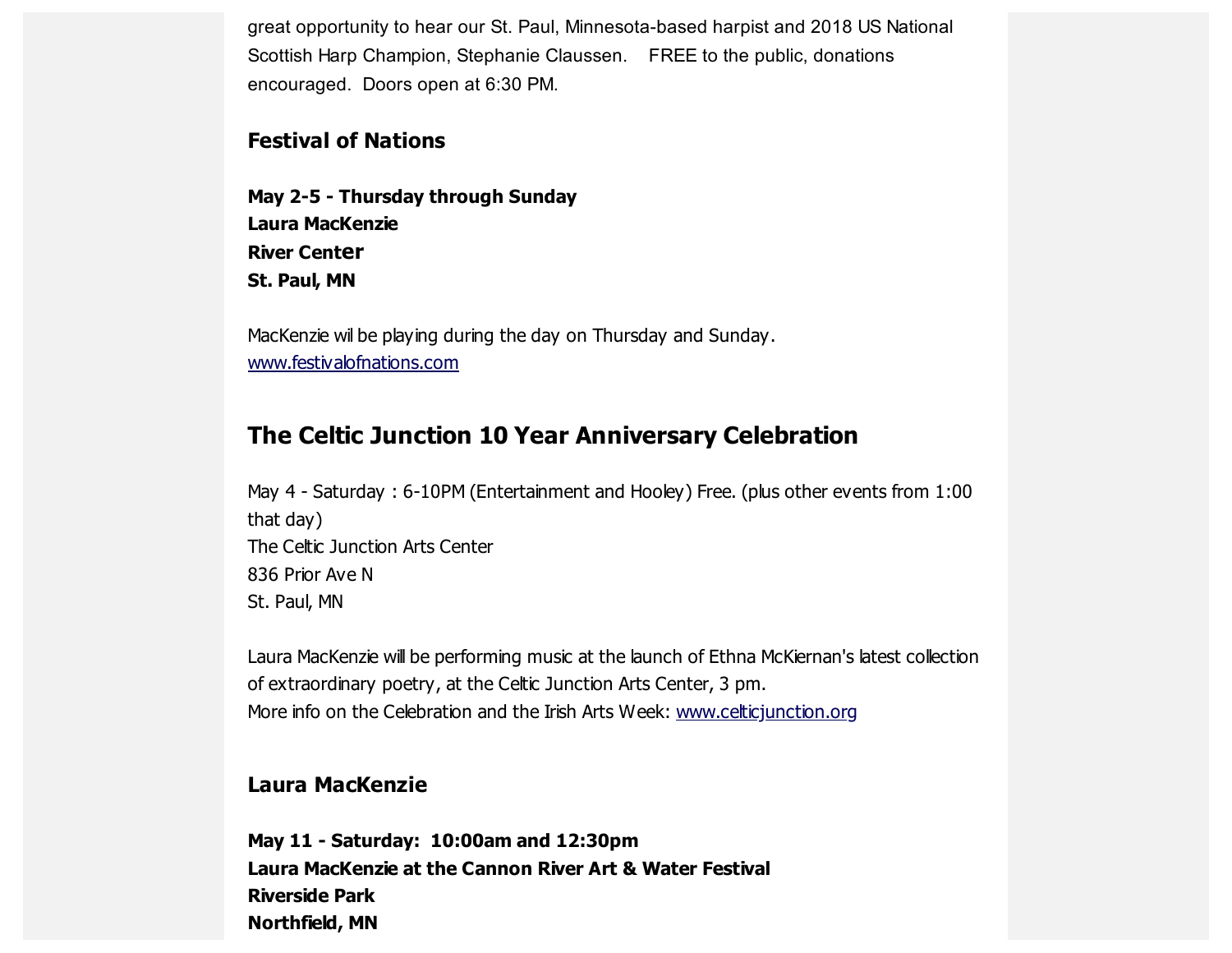great opportunity to hear our St. Paul, Minnesota-based harpist and 2018 US National Scottish Harp Champion, Stephanie Claussen.    FREE to the public, donations encouraged.  Doors open at 6:30 PM.

### Festival of Nations

**May 2-5 - Thursday through Sunday**
**Laura MacKenzie**
**River Center**
**St. Paul, MN**

MacKenzie wil be playing during the day on Thursday and Sunday.
www.festivalofnations.com

## The Celtic Junction 10 Year Anniversary Celebration

May 4 - Saturday : 6-10PM (Entertainment and Hooley) Free. (plus other events from 1:00 that day)
The Celtic Junction Arts Center
836 Prior Ave N
St. Paul, MN

Laura MacKenzie will be performing music at the launch of Ethna McKiernan's latest collection of extraordinary poetry, at the Celtic Junction Arts Center, 3 pm.
More info on the Celebration and the Irish Arts Week: www.celticjunction.org

### Laura MacKenzie

**May 11 - Saturday:  10:00am and 12:30pm**
**Laura MacKenzie at the Cannon River Art & Water Festival**
**Riverside Park**
**Northfield, MN**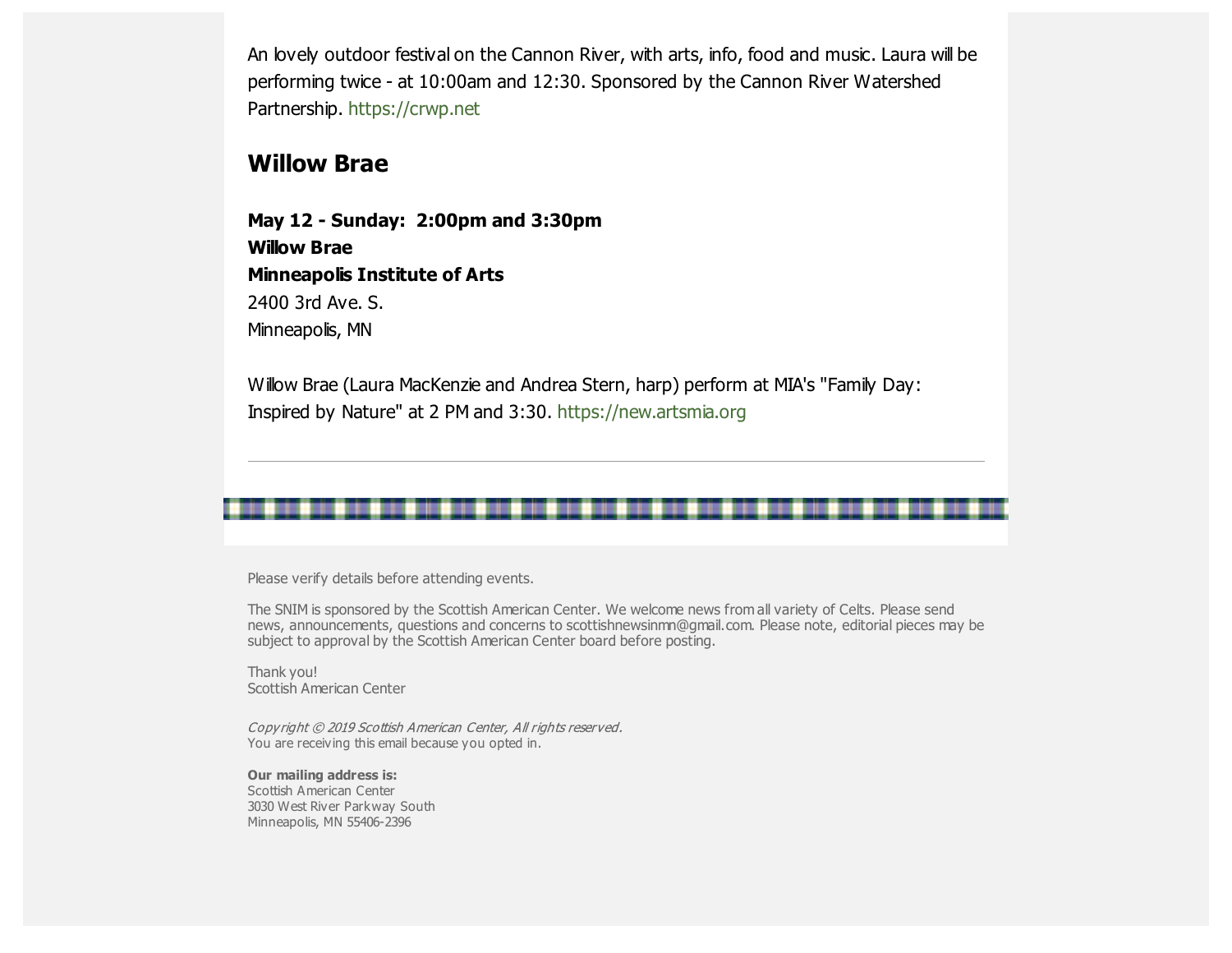An lovely outdoor festival on the Cannon River, with arts, info, food and music. Laura will be performing twice - at 10:00am and 12:30. Sponsored by the Cannon River Watershed Partnership. https://crwp.net

## Willow Brae

**May 12 - Sunday: 2:00pm and 3:30pm**
**Willow Brae**
**Minneapolis Institute of Arts**
2400 3rd Ave. S.
Minneapolis, MN

Willow Brae (Laura MacKenzie and Andrea Stern, harp) perform at MIA's "Family Day: Inspired by Nature" at 2 PM and 3:30. https://new.artsmia.org

---

Please verify details before attending events.

The SNIM is sponsored by the Scottish American Center. We welcome news from all variety of Celts. Please send news, announcements, questions and concerns to scottishnewsinmn@gmail.com. Please note, editorial pieces may be subject to approval by the Scottish American Center board before posting.

Thank you!
Scottish American Center

*Copyright © 2019 Scottish American Center, All rights reserved.*
You are receiving this email because you opted in.

**Our mailing address is:**
Scottish American Center
3030 West River Parkway South
Minneapolis, MN 55406-2396